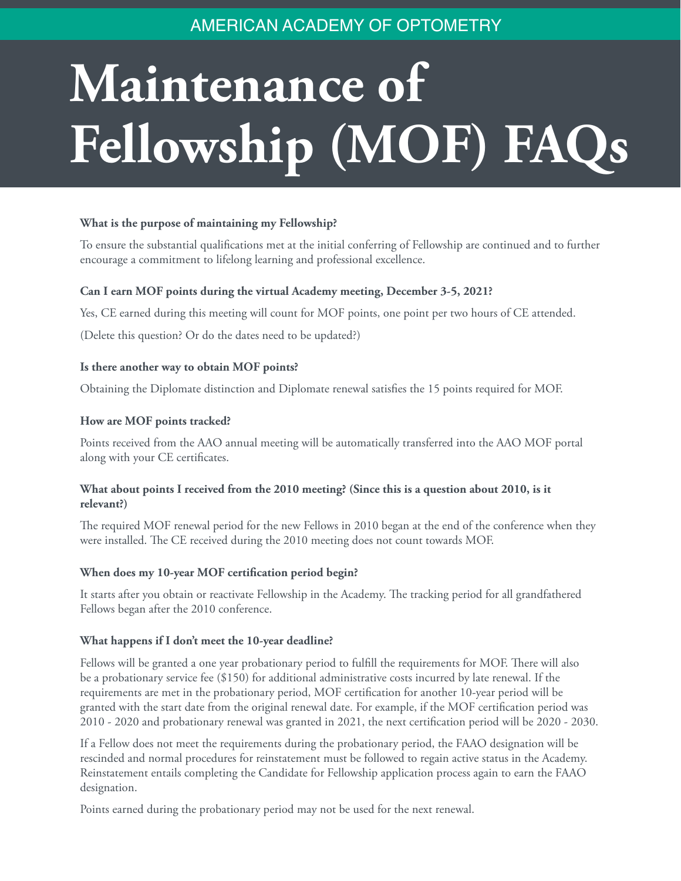AMERICAN ACADEMY OF OPTOMETRY

# Maintenance of Fellowship (MOF) FAQs

**What is the purpose of maintaining my Fellowship?**

To ensure the substantial qualifications met at the initial conferring of Fellowship are continued and to further encourage a commitment to lifelong learning and professional excellence.

**Can I earn MOF points during the virtual Academy meeting, December 3-5, 2021?**

Yes, CE earned during this meeting will count for MOF points, one point per two hours of CE attended.

(Delete this question? Or do the dates need to be updated?)

**Is there another way to obtain MOF points?**

Obtaining the Diplomate distinction and Diplomate renewal satisfies the 15 points required for MOF.

**How are MOF points tracked?**

Points received from the AAO annual meeting will be automatically transferred into the AAO MOF portal along with your CE certificates.

**What about points I received from the 2010 meeting? (Since this is a question about 2010, is it relevant?)**

The required MOF renewal period for the new Fellows in 2010 began at the end of the conference when they were installed. The CE received during the 2010 meeting does not count towards MOF.

**When does my 10-year MOF certification period begin?**

It starts after you obtain or reactivate Fellowship in the Academy. The tracking period for all grandfathered Fellows began after the 2010 conference.

**What happens if I don't meet the 10-year deadline?**

Fellows will be granted a one year probationary period to fulfill the requirements for MOF. There will also be a probationary service fee ($150) for additional administrative costs incurred by late renewal. If the requirements are met in the probationary period, MOF certification for another 10-year period will be granted with the start date from the original renewal date. For example, if the MOF certification period was 2010 - 2020 and probationary renewal was granted in 2021, the next certification period will be 2020 - 2030.

If a Fellow does not meet the requirements during the probationary period, the FAAO designation will be rescinded and normal procedures for reinstatement must be followed to regain active status in the Academy. Reinstatement entails completing the Candidate for Fellowship application process again to earn the FAAO designation.

Points earned during the probationary period may not be used for the next renewal.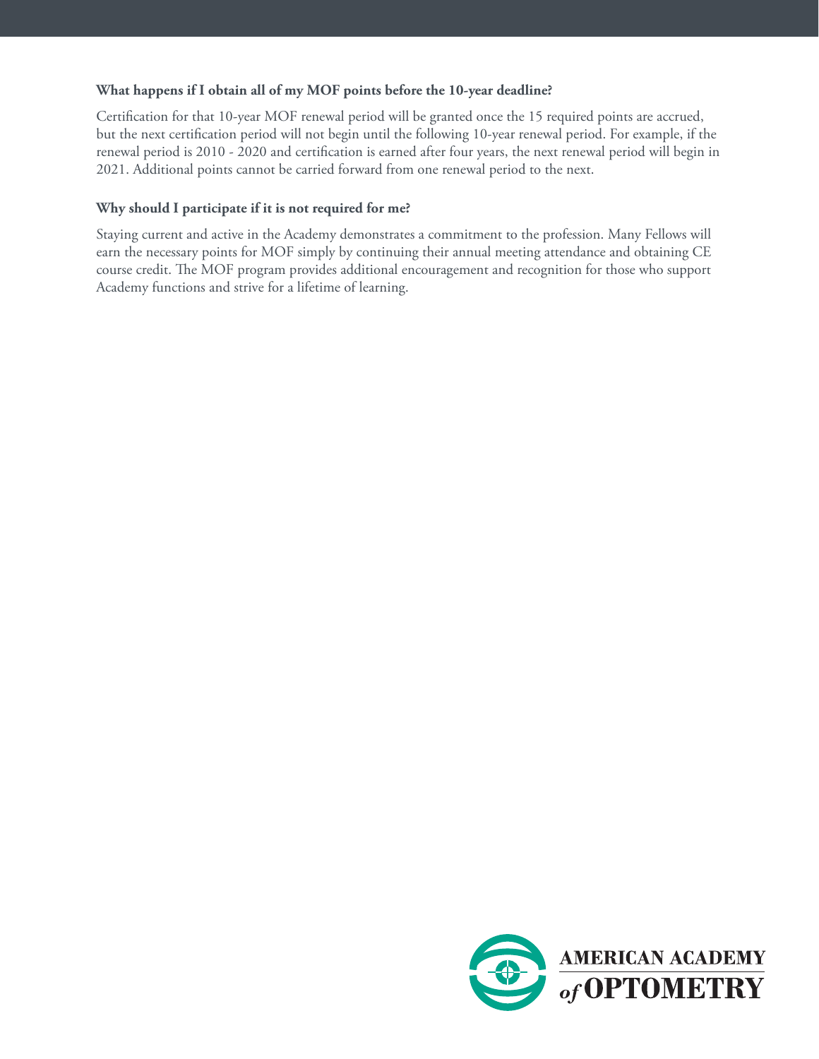**What happens if I obtain all of my MOF points before the 10-year deadline?**

Certification for that 10-year MOF renewal period will be granted once the 15 required points are accrued, but the next certification period will not begin until the following 10-year renewal period. For example, if the renewal period is 2010 - 2020 and certification is earned after four years, the next renewal period will begin in 2021. Additional points cannot be carried forward from one renewal period to the next.

**Why should I participate if it is not required for me?**

Staying current and active in the Academy demonstrates a commitment to the profession. Many Fellows will earn the necessary points for MOF simply by continuing their annual meeting attendance and obtaining CE course credit. The MOF program provides additional encouragement and recognition for those who support Academy functions and strive for a lifetime of learning.

AMERICAN ACADEMY *of* OPTOMETRY